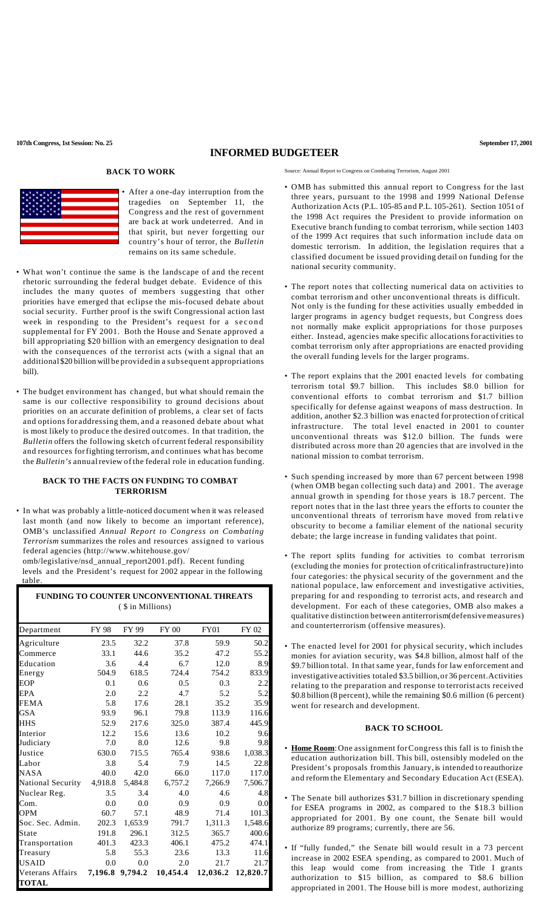107th Congress, 1st Session: No. 25 September 17, 2001

# INFORMED BUDGETEER

## BACK TO WORK

- After a one-day interruption from the tragedies on September 11, the Congress and the rest of government are back at work undeterred. And in that spirit, but never forgetting our country's hour of terror, the *Bulletin* remains on its same schedule.

- What won't continue the same is the landscape of and the recent rhetoric surrounding the federal budget debate. Evidence of this includes the many quotes of members suggesting that other priorities have emerged that eclipse the mis-focused debate about social security. Further proof is the swift Congressional action last week in responding to the President's request for a second supplemental for FY 2001. Both the House and Senate approved a bill appropriating $20 billion with an emergency designation to deal with the consequences of the terrorist acts (with a signal that an additional $20 billion will be provided in a subsequent appropriations bill).

- The budget environment has changed, but what should remain the same is our collective responsibility to ground decisions about priorities on an accurate definition of problems, a clear set of facts and options for addressing them, and a reasoned debate about what is most likely to produce the desired outcomes. In that tradition, the *Bulletin* offers the following sketch of current federal responsibility and resources for fighting terrorism, and continues what has become the *Bulletin's* annual review of the federal role in education funding.

## BACK TO THE FACTS ON FUNDING TO COMBAT TERRORISM

- In what was probably a little-noticed document when it was released last month (and now likely to become an important reference), OMB's unclassified *Annual Report to Congress on Combating Terrorism* summarizes the roles and resources assigned to various federal agencies (http://www.whitehouse.gov/omb/legislative/nsd_annual_report2001.pdf). Recent funding levels and the President's request for 2002 appear in the following table.

**FUNDING TO COUNTER UNCONVENTIONAL THREATS**
( $ in Millions)

| Department | FY 98 | FY 99 | FY 00 | FY01 | FY 02 |
|---|---|---|---|---|---|
| Agriculture | 23.5 | 32.2 | 37.8 | 59.9 | 50.2 |
| Commerce | 33.1 | 44.6 | 35.2 | 47.2 | 55.2 |
| Education | 3.6 | 4.4 | 6.7 | 12.0 | 8.9 |
| Energy | 504.9 | 618.5 | 724.4 | 754.2 | 833.9 |
| EOP | 0.1 | 0.6 | 0.5 | 0.3 | 2.2 |
| EPA | 2.0 | 2.2 | 4.7 | 5.2 | 5.2 |
| FEMA | 5.8 | 17.6 | 28.1 | 31.6 | 35.9 |
| GSA | 93.9 | 96.1 | 79.8 | 113.9 | 116.6 |
| HHS | 52.9 | 217.6 | 325.0 | 387.4 | 445.9 |
| Interior | 12.2 | 15.6 | 13.6 | 10.2 | 9.6 |
| Judiciary | 7.0 | 8.0 | 12.6 | 9.8 | 9.8 |
| Justice | 630.0 | 715.5 | 765.4 | 938.6 | 1,038.3 |
| Labor | 3.8 | 5.4 | 7.9 | 14.5 | 22.8 |
| NASA | 40.0 | 42.0 | 66.0 | 117.0 | 117.0 |
| National Security | 4,918.8 | 5,484.8 | 6,757.2 | 7,266.9 | 7,506.7 |
| Nuclear Reg. | 3.5 | 3.4 | 4.0 | 4.6 | 4.8 |
| Com. | 0.0 | 0.0 | 0.9 | 0.9 | 0.0 |
| OPM | 60.7 | 57.1 | 48.9 | 71.4 | 101.3 |
| Soc. Sec. Admin. | 202.3 | 1,653.9 | 791.7 | 1,311.3 | 1,548.6 |
| State | 191.8 | 296.1 | 312.5 | 365.7 | 400.6 |
| Transportation | 401.3 | 423.3 | 406.1 | 475.2 | 474.1 |
| Treasury | 5.8 | 55.3 | 23.6 | 13.3 | 11.6 |
| USAID | 0.0 | 0.0 | 2.0 | 21.7 | 21.7 |
| Veterans Affairs TOTAL | 7,196.8 | 9,794.2 | 10,454.4 | 12,036.2 | 12,820.7 |

Source: Annual Report to Congress on Combating Terrorism, August 2001

- OMB has submitted this annual report to Congress for the last three years, pursuant to the 1998 and 1999 National Defense Authorization Acts (P.L. 105-85 and P.L. 105-261). Section 1051 of the 1998 Act requires the President to provide information on Executive branch funding to combat terrorism, while section 1403 of the 1999 Act requires that such information include data on domestic terrorism. In addition, the legislation requires that a classified document be issued providing detail on funding for the national security community.

- The report notes that collecting numerical data on activities to combat terrorism and other unconventional threats is difficult. Not only is the funding for these activities usually embedded in larger programs in agency budget requests, but Congress does not normally make explicit appropriations for those purposes either. Instead, agencies make specific allocations for activities to combat terrorism only after appropriations are enacted providing the overall funding levels for the larger programs.

- The report explains that the 2001 enacted levels for combating terrorism total $9.7 billion. This includes $8.0 billion for conventional efforts to combat terrorism and $1.7 billion specifically for defense against weapons of mass destruction. In addition, another $2.3 billion was enacted for protection of critical infrastructure. The total level enacted in 2001 to counter unconventional threats was $12.0 billion. The funds were distributed across more than 20 agencies that are involved in the national mission to combat terrorism.

- Such spending increased by more than 67 percent between 1998 (when OMB began collecting such data) and 2001. The average annual growth in spending for those years is 18.7 percent. The report notes that in the last three years the efforts to counter the unconventional threats of terrorism have moved from relative obscurity to become a familiar element of the national security debate; the large increase in funding validates that point.

- The report splits funding for activities to combat terrorism (excluding the monies for protection of critical infrastructure) into four categories: the physical security of the government and the national populace, law enforcement and investigative activities, preparing for and responding to terrorist acts, and research and development. For each of these categories, OMB also makes a qualitative distinction between antiterrorism (defensive measures) and counterterrorism (offensive measures).

- The enacted level for 2001 for physical security, which includes monies for aviation security, was $4.8 billion, almost half of the $9.7 billion total. In that same year, funds for law enforcement and investigative activities totaled $3.5 billion, or 36 percent. Activities relating to the preparation and response to terrorist acts received $0.8 billion (8 percent), while the remaining $0.6 million (6 percent) went for research and development.

## BACK TO SCHOOL

- **Home Room**: One assignment for Congress this fall is to finish the education authorization bill. This bill, ostensibly modeled on the President's proposals from this January, is intended to reauthorize and reform the Elementary and Secondary Education Act (ESEA).

- The Senate bill authorizes $31.7 billion in discretionary spending for ESEA programs in 2002, as compared to the $18.3 billion appropriated for 2001. By one count, the Senate bill would authorize 89 programs; currently, there are 56.

- If "fully funded," the Senate bill would result in a 73 percent increase in 2002 ESEA spending, as compared to 2001. Much of this leap would come from increasing the Title I grants authorization to $15 billion, as compared to $8.6 billion appropriated in 2001. The House bill is more modest, authorizing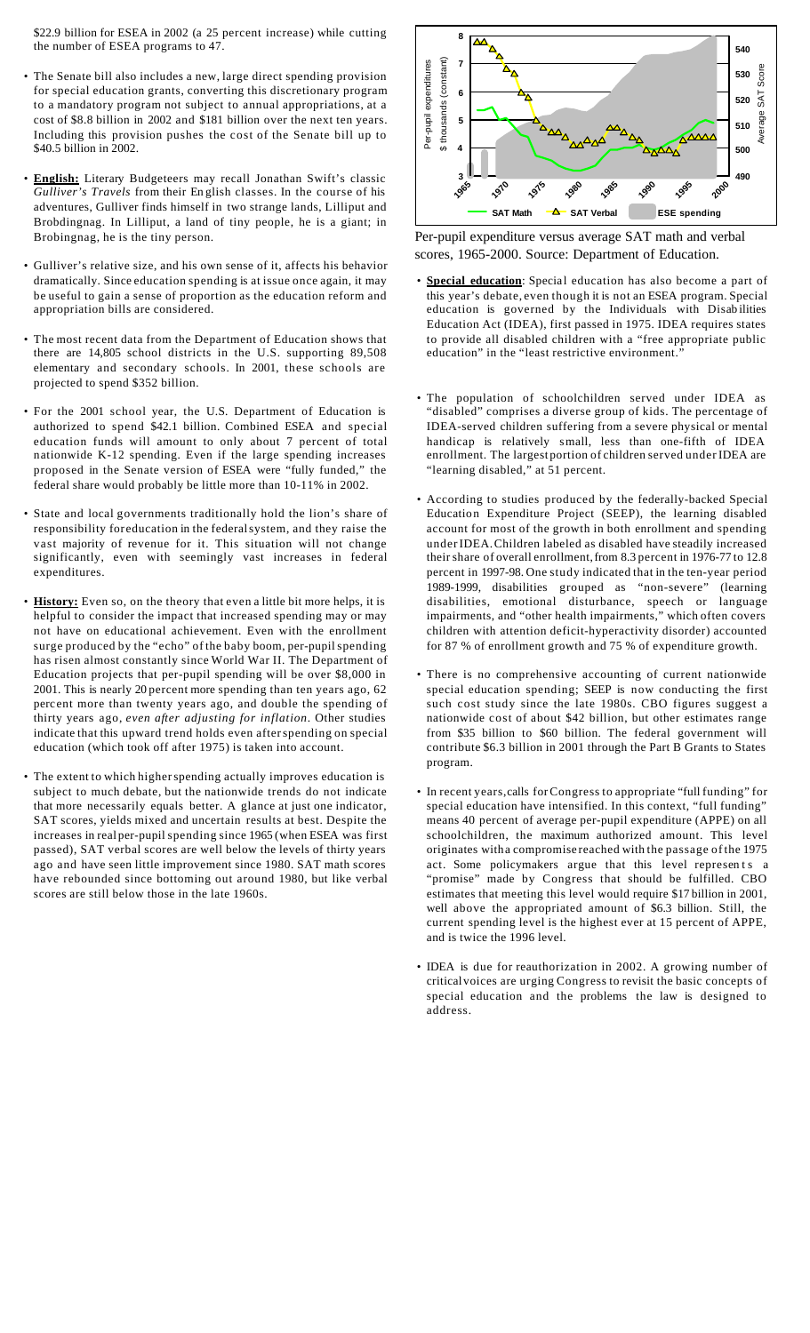$22.9 billion for ESEA in 2002 (a 25 percent increase) while cutting the number of ESEA programs to 47.

- The Senate bill also includes a new, large direct spending provision for special education grants, converting this discretionary program to a mandatory program not subject to annual appropriations, at a cost of $8.8 billion in 2002 and $181 billion over the next ten years. Including this provision pushes the cost of the Senate bill up to $40.5 billion in 2002.

- **English:** Literary Budgeteers may recall Jonathan Swift's classic *Gulliver's Travels* from their English classes. In the course of his adventures, Gulliver finds himself in two strange lands, Lilliput and Brobdingnag. In Lilliput, a land of tiny people, he is a giant; in Brobingnag, he is the tiny person.

- Gulliver's relative size, and his own sense of it, affects his behavior dramatically. Since education spending is at issue once again, it may be useful to gain a sense of proportion as the education reform and appropriation bills are considered.

- The most recent data from the Department of Education shows that there are 14,805 school districts in the U.S. supporting 89,508 elementary and secondary schools. In 2001, these schools are projected to spend $352 billion.

- For the 2001 school year, the U.S. Department of Education is authorized to spend $42.1 billion. Combined ESEA and special education funds will amount to only about 7 percent of total nationwide K-12 spending. Even if the large spending increases proposed in the Senate version of ESEA were "fully funded," the federal share would probably be little more than 10-11% in 2002.

- State and local governments traditionally hold the lion's share of responsibility for education in the federal system, and they raise the vast majority of revenue for it. This situation will not change significantly, even with seemingly vast increases in federal expenditures.

- **History:** Even so, on the theory that even a little bit more helps, it is helpful to consider the impact that increased spending may or may not have on educational achievement. Even with the enrollment surge produced by the "echo" of the baby boom, per-pupil spending has risen almost constantly since World War II. The Department of Education projects that per-pupil spending will be over $8,000 in 2001. This is nearly 20 percent more spending than ten years ago, 62 percent more than twenty years ago, and double the spending of thirty years ago, *even after adjusting for inflation*. Other studies indicate that this upward trend holds even after spending on special education (which took off after 1975) is taken into account.

- The extent to which higher spending actually improves education is subject to much debate, but the nationwide trends do not indicate that more necessarily equals better. A glance at just one indicator, SAT scores, yields mixed and uncertain results at best. Despite the increases in real per-pupil spending since 1965 (when ESEA was first passed), SAT verbal scores are well below the levels of thirty years ago and have seen little improvement since 1980. SAT math scores have rebounded since bottoming out around 1980, but like verbal scores are still below those in the late 1960s.

Per-pupil expenditure versus average SAT math and verbal scores, 1965-2000. Source: Department of Education.

- **Special education**: Special education has also become a part of this year's debate, even though it is not an ESEA program. Special education is governed by the Individuals with Disabilities Education Act (IDEA), first passed in 1975. IDEA requires states to provide all disabled children with a "free appropriate public education" in the "least restrictive environment."

- The population of schoolchildren served under IDEA as "disabled" comprises a diverse group of kids. The percentage of IDEA-served children suffering from a severe physical or mental handicap is relatively small, less than one-fifth of IDEA enrollment. The largest portion of children served under IDEA are "learning disabled," at 51 percent.

- According to studies produced by the federally-backed Special Education Expenditure Project (SEEP), the learning disabled account for most of the growth in both enrollment and spending under IDEA. Children labeled as disabled have steadily increased their share of overall enrollment, from 8.3 percent in 1976-77 to 12.8 percent in 1997-98. One study indicated that in the ten-year period 1989-1999, disabilities grouped as "non-severe" (learning disabilities, emotional disturbance, speech or language impairments, and "other health impairments," which often covers children with attention deficit-hyperactivity disorder) accounted for 87 % of enrollment growth and 75 % of expenditure growth.

- There is no comprehensive accounting of current nationwide special education spending; SEEP is now conducting the first such cost study since the late 1980s. CBO figures suggest a nationwide cost of about $42 billion, but other estimates range from $35 billion to $60 billion. The federal government will contribute $6.3 billion in 2001 through the Part B Grants to States program.

- In recent years, calls for Congress to appropriate "full funding" for special education have intensified. In this context, "full funding" means 40 percent of average per-pupil expenditure (APPE) on all schoolchildren, the maximum authorized amount. This level originates with a compromise reached with the passage of the 1975 act. Some policymakers argue that this level represents a "promise" made by Congress that should be fulfilled. CBO estimates that meeting this level would require $17 billion in 2001, well above the appropriated amount of $6.3 billion. Still, the current spending level is the highest ever at 15 percent of APPE, and is twice the 1996 level.

- IDEA is due for reauthorization in 2002. A growing number of critical voices are urging Congress to revisit the basic concepts of special education and the problems the law is designed to address.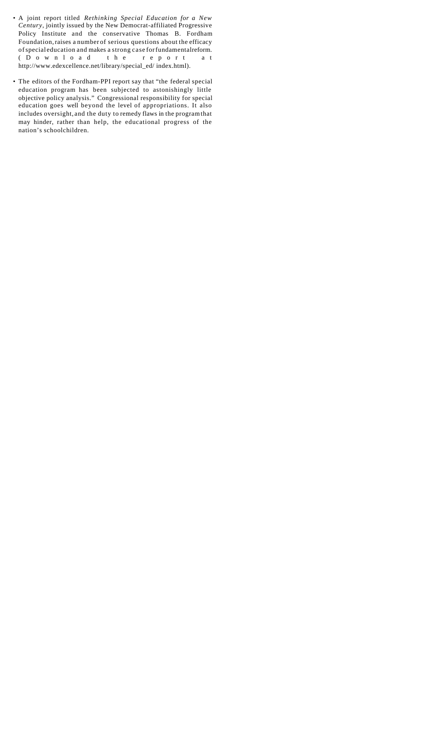- A joint report titled *Rethinking Special Education for a New Century*, jointly issued by the New Democrat-affiliated Progressive Policy Institute and the conservative Thomas B. Fordham Foundation, raises a number of serious questions about the efficacy of special education and makes a strong case for fundamental reform. (Download the report at http://www.edexcellence.net/library/special_ed/ index.html).

- The editors of the Fordham-PPI report say that "the federal special education program has been subjected to astonishingly little objective policy analysis." Congressional responsibility for special education goes well beyond the level of appropriations. It also includes oversight, and the duty to remedy flaws in the program that may hinder, rather than help, the educational progress of the nation's schoolchildren.